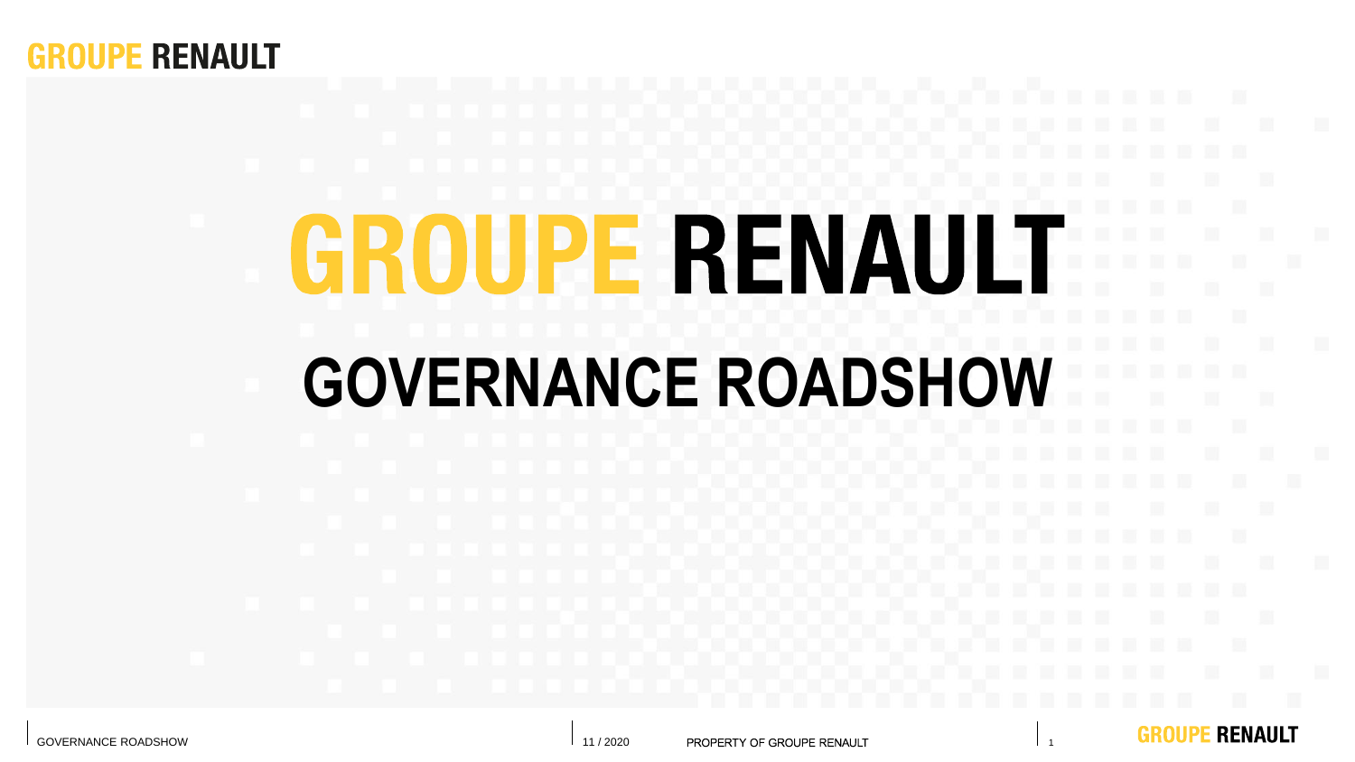# GROUPE RENAULT

## GOVERNANCE ROADSHOW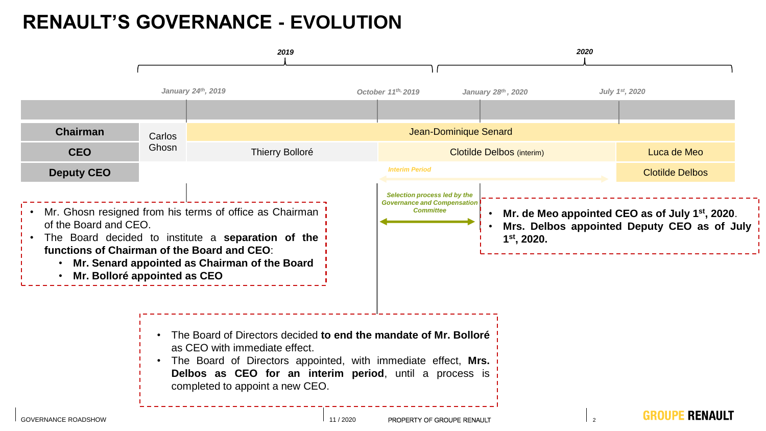# RENAULT'S GOVERNANCE - EVOLUTION

| | 2019 | | 2020 | | |
|---|---|---|---|---|---|
| | | *January 24th, 2019* | *October 11th, 2019* | *January 28th, 2020* | *July 1st, 2020* |
| **Chairman** | Carlos Ghosn | Jean-Dominique Senard | | | |
| **CEO** | Carlos Ghosn | Thierry Bolloré | Clotilde Delbos (interim) | | Luca de Meo |
| **Deputy CEO** | | | | | Clotilde Delbos |

*Interim Period* (October 11th, 2019 – July 1st, 2020)

*Selection process led by the Governance and Compensation Committee* (October 11th, 2019 – January 28th, 2020)

**January 24th, 2019**

- Mr. Ghosn resigned from his terms of office as Chairman of the Board and CEO.
- The Board decided to institute a **separation of the functions of Chairman of the Board and CEO**:
  - **Mr. Senard appointed as Chairman of the Board**
  - **Mr. Bolloré appointed as CEO**

**October 11th, 2019**

- The Board of Directors decided **to end the mandate of Mr. Bolloré** as CEO with immediate effect.
- The Board of Directors appointed, with immediate effect, **Mrs. Delbos as CEO for an interim period**, until a process is completed to appoint a new CEO.

**January 28th, 2020**

- **Mr. de Meo appointed CEO as of July 1st, 2020**.
- **Mrs. Delbos appointed Deputy CEO as of July 1st, 2020.**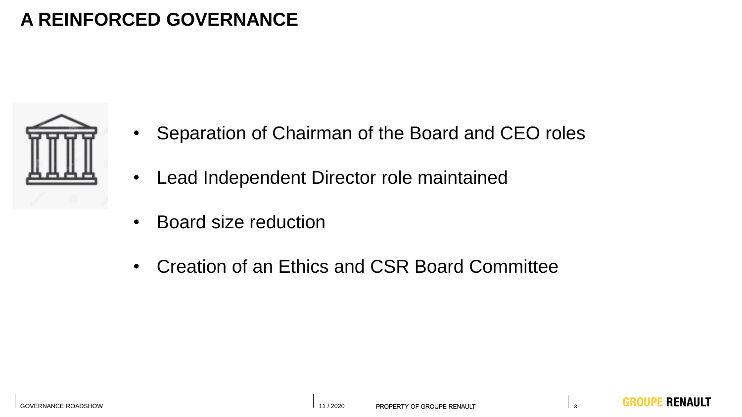# A REINFORCED GOVERNANCE

- Separation of Chairman of the Board and CEO roles
- Lead Independent Director role maintained
- Board size reduction
- Creation of an Ethics and CSR Board Committee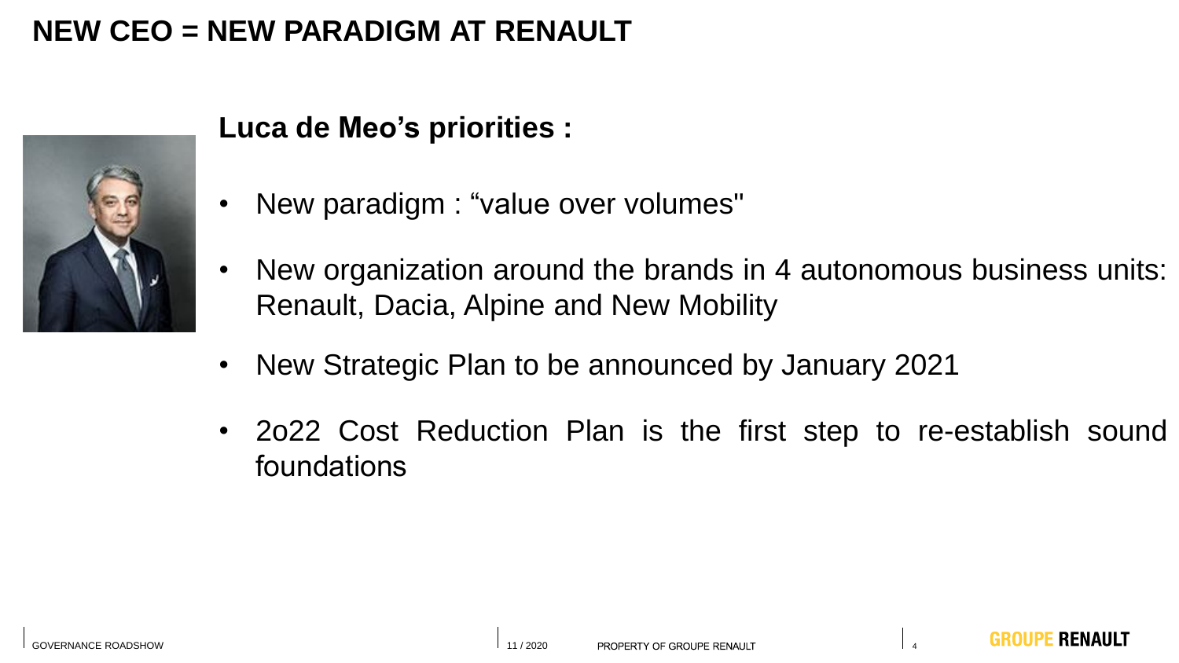# NEW CEO = NEW PARADIGM AT RENAULT

## Luca de Meo’s priorities :

- New paradigm : “value over volumes"
- New organization around the brands in 4 autonomous business units: Renault, Dacia, Alpine and New Mobility
- New Strategic Plan to be announced by January 2021
- 2o22 Cost Reduction Plan is the first step to re-establish sound foundations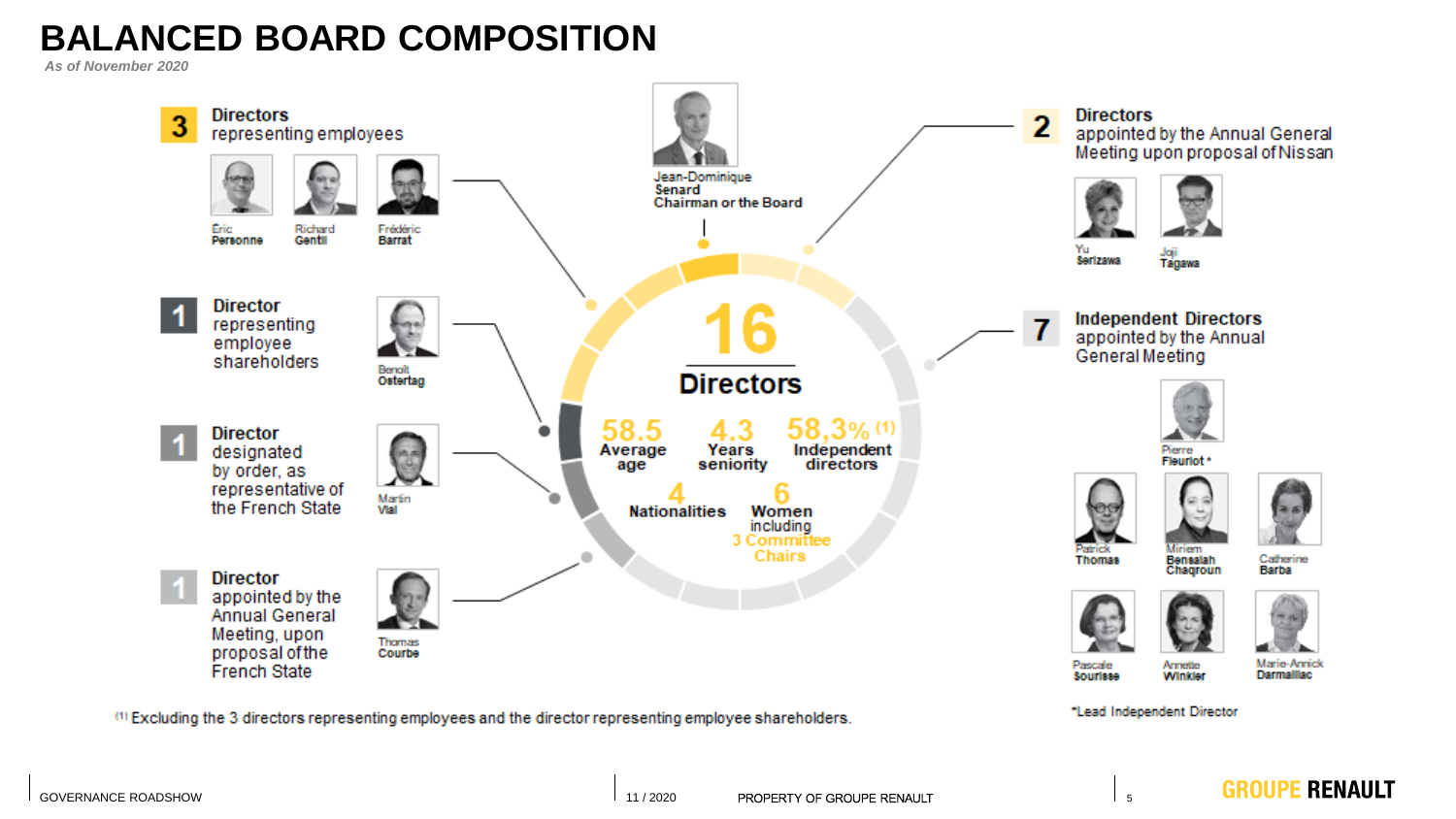# BALANCED BOARD COMPOSITION

*As of November 2020*

**3 Directors** representing employees

- Éric **Personne**
- Richard **Gentil**
- Frédéric **Barrat**

**1 Director** representing employee shareholders

- Benoît **Ostertag**

**1 Director** designated by order, as representative of the French State

- Martin **Vial**

**1 Director** appointed by the Annual General Meeting, upon proposal of the French State

- Thomas **Courbe**

Jean-Dominique **Senard**
**Chairman or the Board**

**16 Directors**

- **58.5** Average age
- **4.3** Years seniority
- **58,3%** [(1)] Independent directors
- **4** Nationalities
- **6** Women including 3 Committee Chairs

**2 Directors** appointed by the Annual General Meeting upon proposal of Nissan

- Yu **Serizawa**
- Joji **Tagawa**

**7 Independent Directors** appointed by the Annual General Meeting

- Pierre **Fleuriot** *
- Patrick **Thomas**
- Miriem **Bensalah Chaqroun**
- Catherine **Barba**
- Pascale **Sourisse**
- Annette **Winkler**
- Marie-Annick **Darmaillac**

*Lead Independent Director

[(1)] Excluding the 3 directors representing employees and the director representing employee shareholders.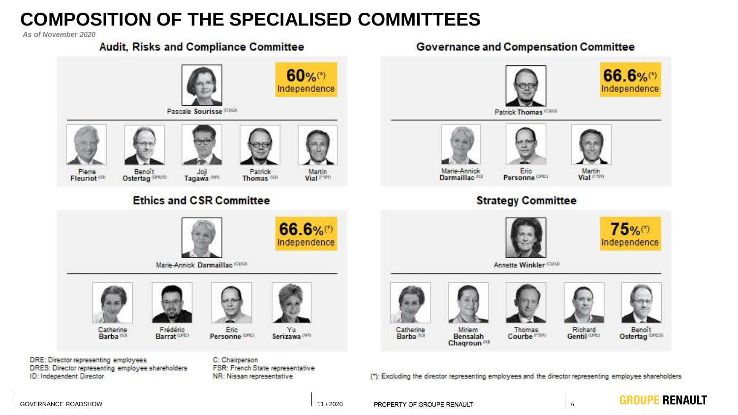# COMPOSITION OF THE SPECIALISED COMMITTEES

*As of November 2020*

## Audit, Risks and Compliance Committee

**60%(*)** Independence

Pascale **Sourisse** (C)(ID)

- Pierre **Fleuriot** (ID)
- Benoît **Ostertag** (DRES)
- Joji **Tagawa** (NR)
- Patrick **Thomas** (ID)
- Martin **Vial** (FSR)

## Governance and Compensation Committee

**66.6%(*)** Independence

Patrick **Thomas** (C)(ID)

- Marie-Annick **Darmaillac** (ID)
- Éric **Personne** (DRE)
- Martin **Vial** (FSR)

## Ethics and CSR Committee

**66.6%(*)** Independence

Marie-Annick **Darmaillac** (C)(ID)

- Catherine **Barba** (ID)
- Frédéric **Barrat** (DRE)
- Éric **Personne** (DRE)
- Yu **Serizawa** (NR)

## Strategy Committee

**75%(*)** Independence

Annette **Winkler** (C)(ID)

- Catherine **Barba** (ID)
- Miriem **Bensalah Chaqroun** (ID)
- Thomas **Courbe** (FSR)
- Richard **Gentil** (DRE)
- Benoît **Ostertag** (DRES)

DRE: Director representing employees
DRES: Director representing employee shareholders
ID: Independent Director

C: Chairperson
FSR: French State representative
NR: Nissan representative

(*): Excluding the director representing employees and the director representing employee shareholders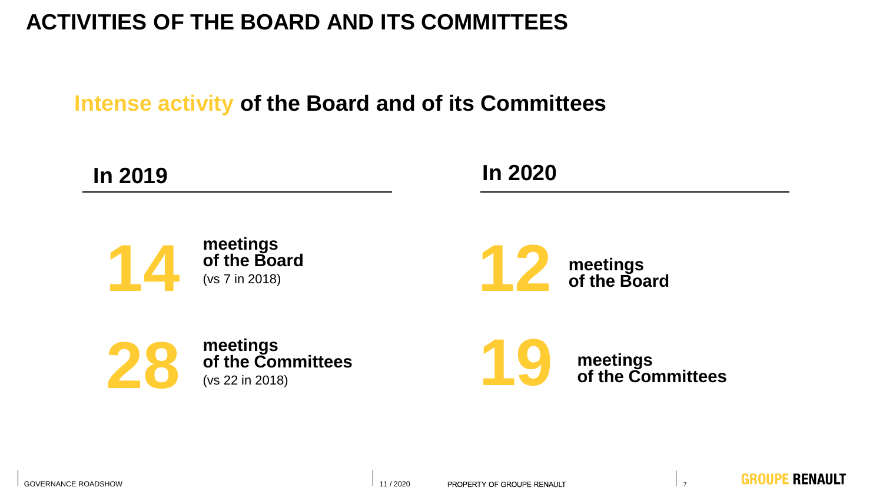# ACTIVITIES OF THE BOARD AND ITS COMMITTEES

## Intense activity of the Board and of its Committees

### In 2019

**14** **meetings of the Board** (vs 7 in 2018)

**28** **meetings of the Committees** (vs 22 in 2018)

### In 2020

**12** **meetings of the Board**

**19** **meetings of the Committees**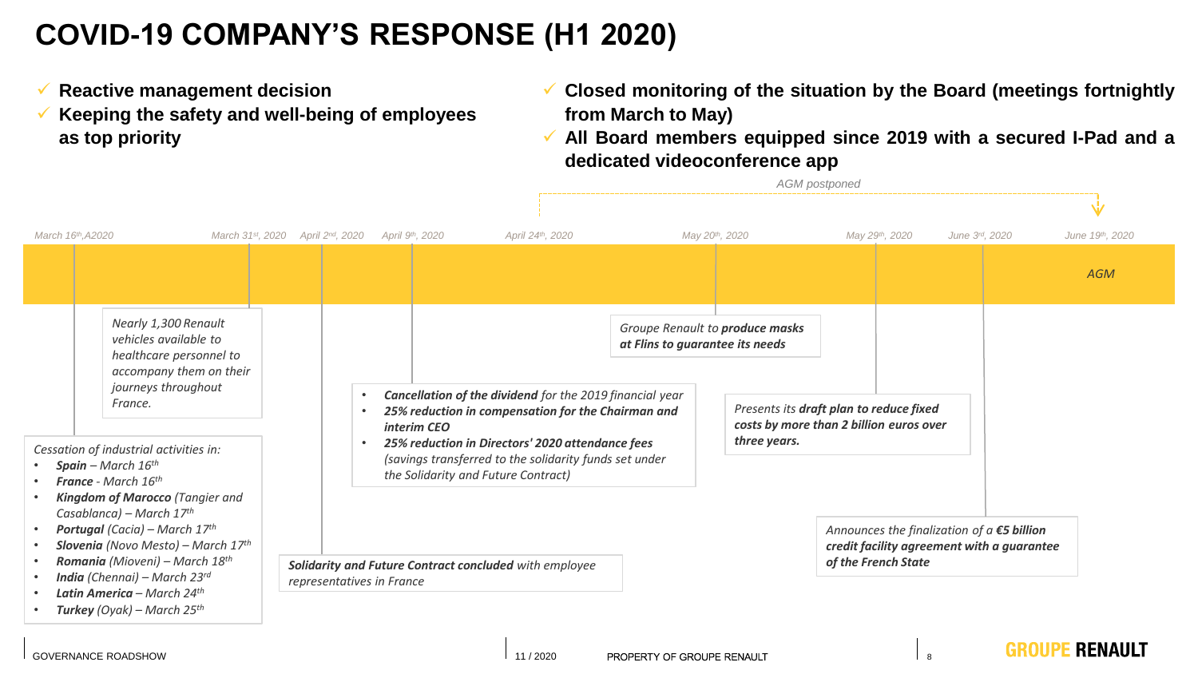# COVID-19 COMPANY'S RESPONSE (H1 2020)

- ✓ **Reactive management decision**
- ✓ **Keeping the safety and well-being of employees as top priority**

- ✓ **Closed monitoring of the situation by the Board (meetings fortnightly from March to May)**
- ✓ **All Board members equipped since 2019 with a secured I-Pad and a dedicated videoconference app**

*AGM postponed*

*March 16th, 2020* — *Cessation of industrial activities in:*
- ***Spain** – March 16th*
- ***France** - March 16th*
- ***Kingdom of Marocco** (Tangier and Casablanca) – March 17th*
- ***Portugal** (Cacia) – March 17th*
- ***Slovenia** (Novo Mesto) – March 17th*
- ***Romania** (Mioveni) – March 18th*
- ***India** (Chennai) – March 23rd*
- ***Latin America** – March 24th*
- ***Turkey** (Oyak) – March 25th*

*March 31st, 2020* — *Nearly 1,300 Renault vehicles available to healthcare personnel to accompany them on their journeys throughout France.*

*April 2nd, 2020* — ***Solidarity and Future Contract concluded** with employee representatives in France*

*April 9th, 2020*
- ***Cancellation of the dividend** for the 2019 financial year*
- ***25% reduction in compensation for the Chairman and interim CEO***
- ***25% reduction in Directors' 2020 attendance fees** (savings transferred to the solidarity funds set under the Solidarity and Future Contract)*

*April 24th, 2020*

*May 20th, 2020* — *Groupe Renault to **produce masks at Flins to guarantee its needs***

*May 29th, 2020* — *Presents its **draft plan to reduce fixed costs by more than 2 billion euros over three years.***

*June 3rd, 2020* — *Announces the finalization of a **€5 billion credit facility agreement with a guarantee of the French State***

*June 19th, 2020* — *AGM*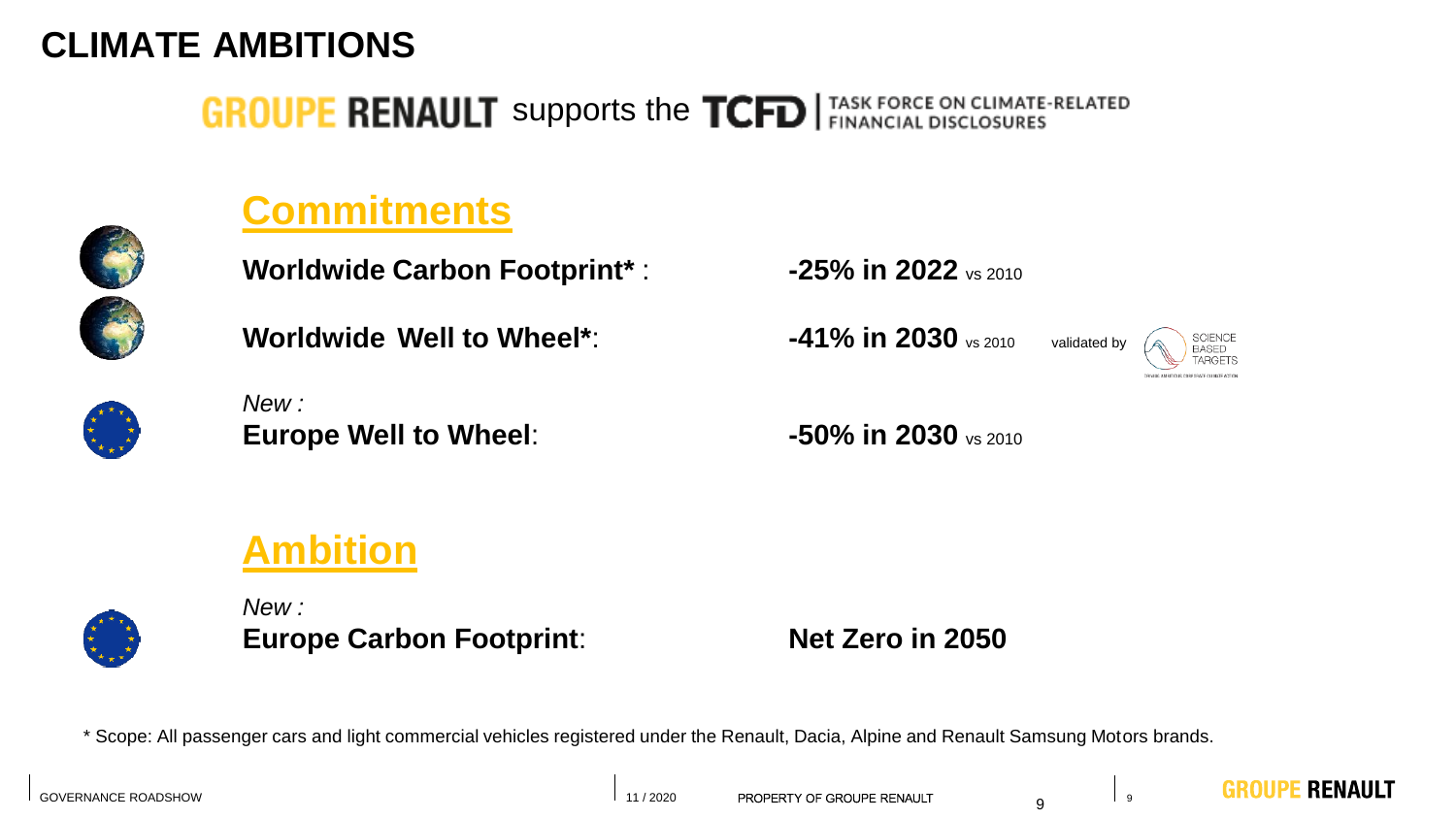# CLIMATE AMBITIONS

**GROUPE RENAULT** supports the **TCFD** | TASK FORCE ON CLIMATE-RELATED FINANCIAL DISCLOSURES

## Commitments

**Worldwide Carbon Footprint*** : **-25% in 2022** vs 2010

**Worldwide Well to Wheel***: **-41% in 2030** vs 2010 validated by SCIENCE BASED TARGETS

*New :*
**Europe Well to Wheel**: **-50% in 2030** vs 2010

## Ambition

*New :*
**Europe Carbon Footprint**: **Net Zero in 2050**

* Scope: All passenger cars and light commercial vehicles registered under the Renault, Dacia, Alpine and Renault Samsung Motors brands.